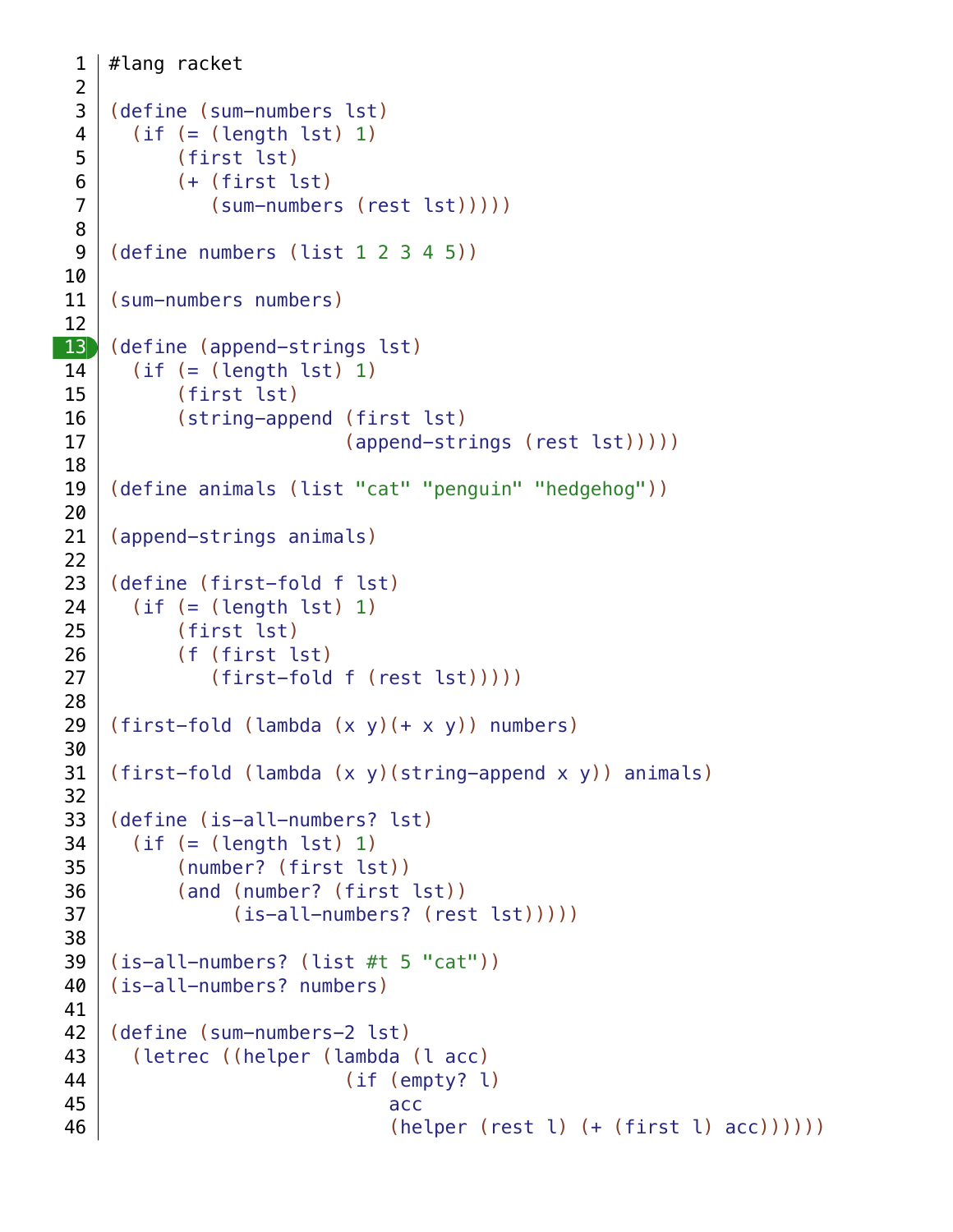```racket
#lang racket

(define (sum-numbers lst)
  (if (= (length lst) 1)
      (first lst)
      (+ (first lst)
         (sum-numbers (rest lst)))))

(define numbers (list 1 2 3 4 5))

(sum-numbers numbers)

(define (append-strings lst)
  (if (= (length lst) 1)
      (first lst)
      (string-append (first lst)
                     (append-strings (rest lst)))))

(define animals (list "cat" "penguin" "hedgehog"))

(append-strings animals)

(define (first-fold f lst)
  (if (= (length lst) 1)
      (first lst)
      (f (first lst)
         (first-fold f (rest lst)))))

(first-fold (lambda (x y)(+ x y)) numbers)

(first-fold (lambda (x y)(string-append x y)) animals)

(define (is-all-numbers? lst)
  (if (= (length lst) 1)
      (number? (first lst))
      (and (number? (first lst))
           (is-all-numbers? (rest lst)))))

(is-all-numbers? (list #t 5 "cat"))
(is-all-numbers? numbers)

(define (sum-numbers-2 lst)
  (letrec ((helper (lambda (l acc)
                     (if (empty? l)
                         acc
                         (helper (rest l) (+ (first l) acc))))))
```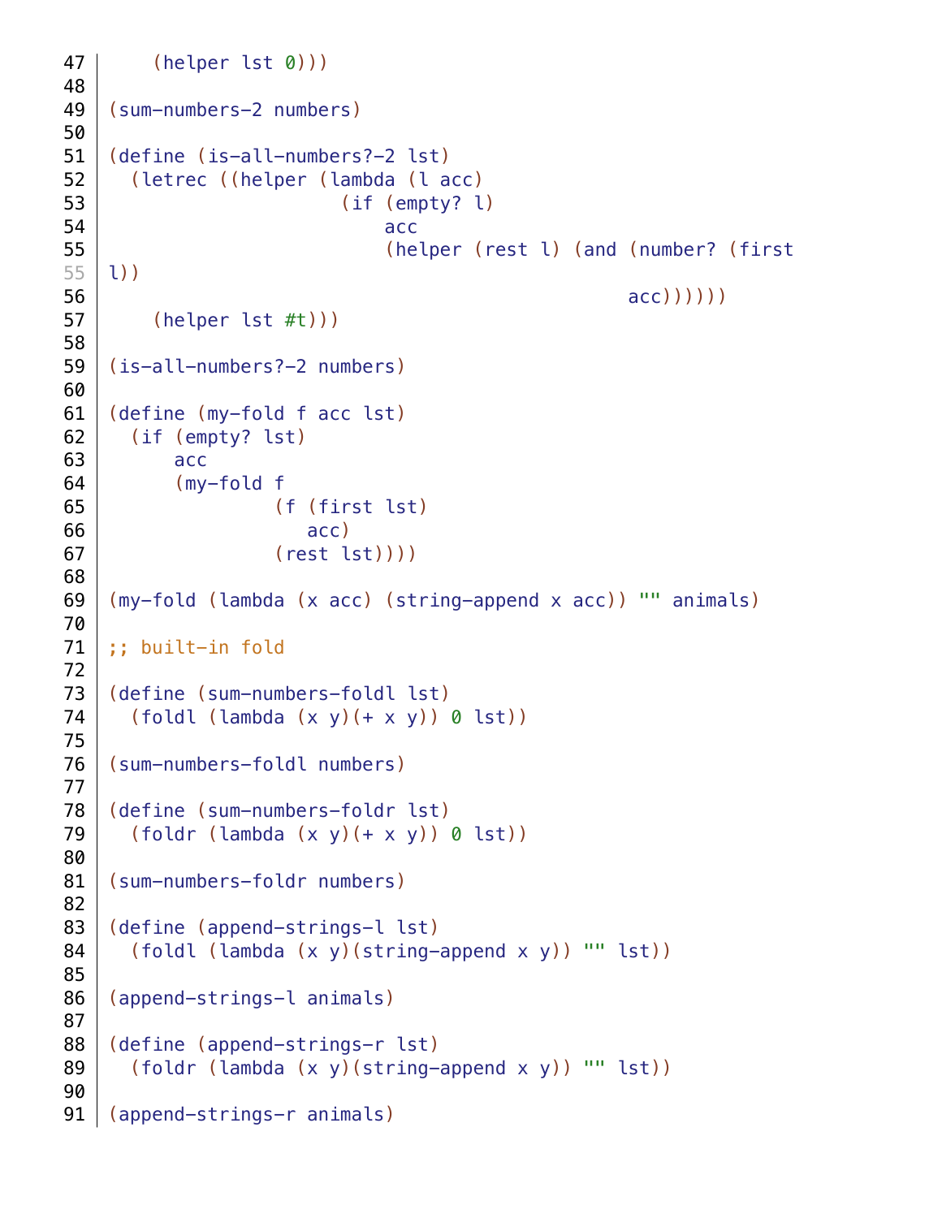```scheme
    (helper lst 0)))

(sum-numbers-2 numbers)

(define (is-all-numbers?-2 lst)
  (letrec ((helper (lambda (l acc)
                     (if (empty? l)
                         acc
                         (helper (rest l) (and (number? (first l))
                                               acc))))))
    (helper lst #t)))

(is-all-numbers?-2 numbers)

(define (my-fold f acc lst)
  (if (empty? lst)
      acc
      (my-fold f
               (f (first lst)
                  acc)
               (rest lst))))

(my-fold (lambda (x acc) (string-append x acc)) "" animals)

;; built-in fold

(define (sum-numbers-foldl lst)
  (foldl (lambda (x y)(+ x y)) 0 lst))

(sum-numbers-foldl numbers)

(define (sum-numbers-foldr lst)
  (foldr (lambda (x y)(+ x y)) 0 lst))

(sum-numbers-foldr numbers)

(define (append-strings-l lst)
  (foldl (lambda (x y)(string-append x y)) "" lst))

(append-strings-l animals)

(define (append-strings-r lst)
  (foldr (lambda (x y)(string-append x y)) "" lst))

(append-strings-r animals)
```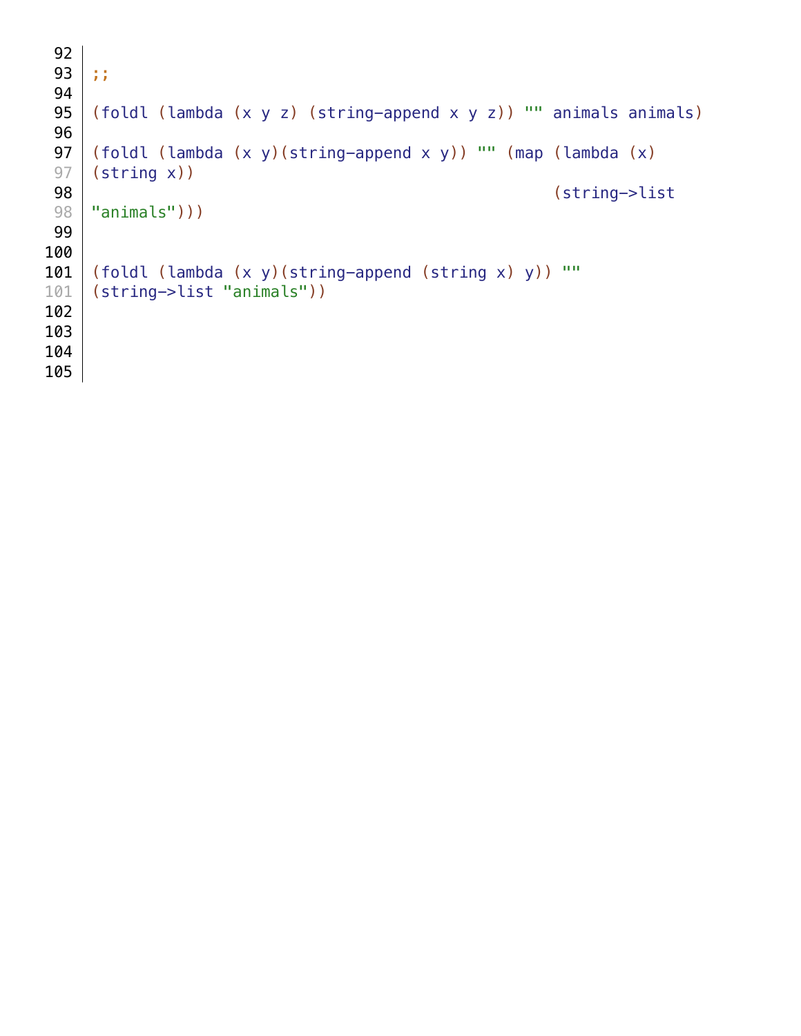```
92
93  ;;
94
95  (foldl (lambda (x y z) (string-append x y z)) "" animals animals)
96
97  (foldl (lambda (x y)(string-append x y)) "" (map (lambda (x)
97  (string x))
98                                                  (string->list
98  "animals")))
99
100
101 (foldl (lambda (x y)(string-append (string x) y)) ""
101 (string->list "animals"))
102
103
104
105
```